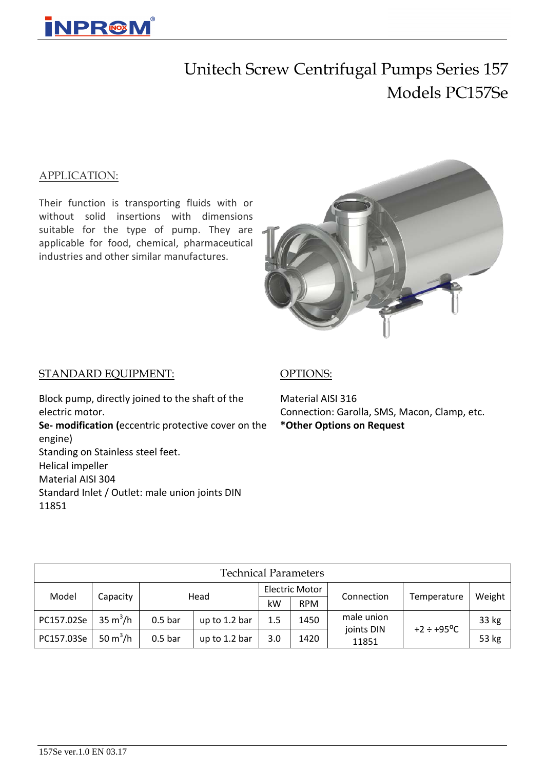# Unitech Screw Centrifugal Pumps Series 157
## Models PC157Se

### APPLICATION:

Their function is transporting fluids with or without solid insertions with dimensions suitable for the type of pump. They are applicable for food, chemical, pharmaceutical industries and other similar manufactures.

### STANDARD EQUIPMENT:

Block pump, directly joined to the shaft of the electric motor.
**Se- modification (**eccentric protective cover on the engine)
Standing on Stainless steel feet.
Helical impeller
Material AISI 304
Standard Inlet / Outlet: male union joints DIN 11851

### OPTIONS:

Material AISI 316
Connection: Garolla, SMS, Macon, Clamp, etc.
***Other Options on Request**

| Technical Parameters | | | | | | | | |
|---|---|---|---|---|---|---|---|---|
| Model | Capacity | Head | | Electric Motor | | Connection | Temperature | Weight |
| | | | | kW | RPM | | | |
| PC157.02Se | 35 $m^3/h$ | 0.5 bar | up to 1.2 bar | 1.5 | 1450 | male union joints DIN 11851 | +2 ÷ +95$^oC$ | 33 kg |
| PC157.03Se | 50 $m^3/h$ | 0.5 bar | up to 1.2 bar | 3.0 | 1420 | | | 53 kg |

157Se ver.1.0 EN 03.17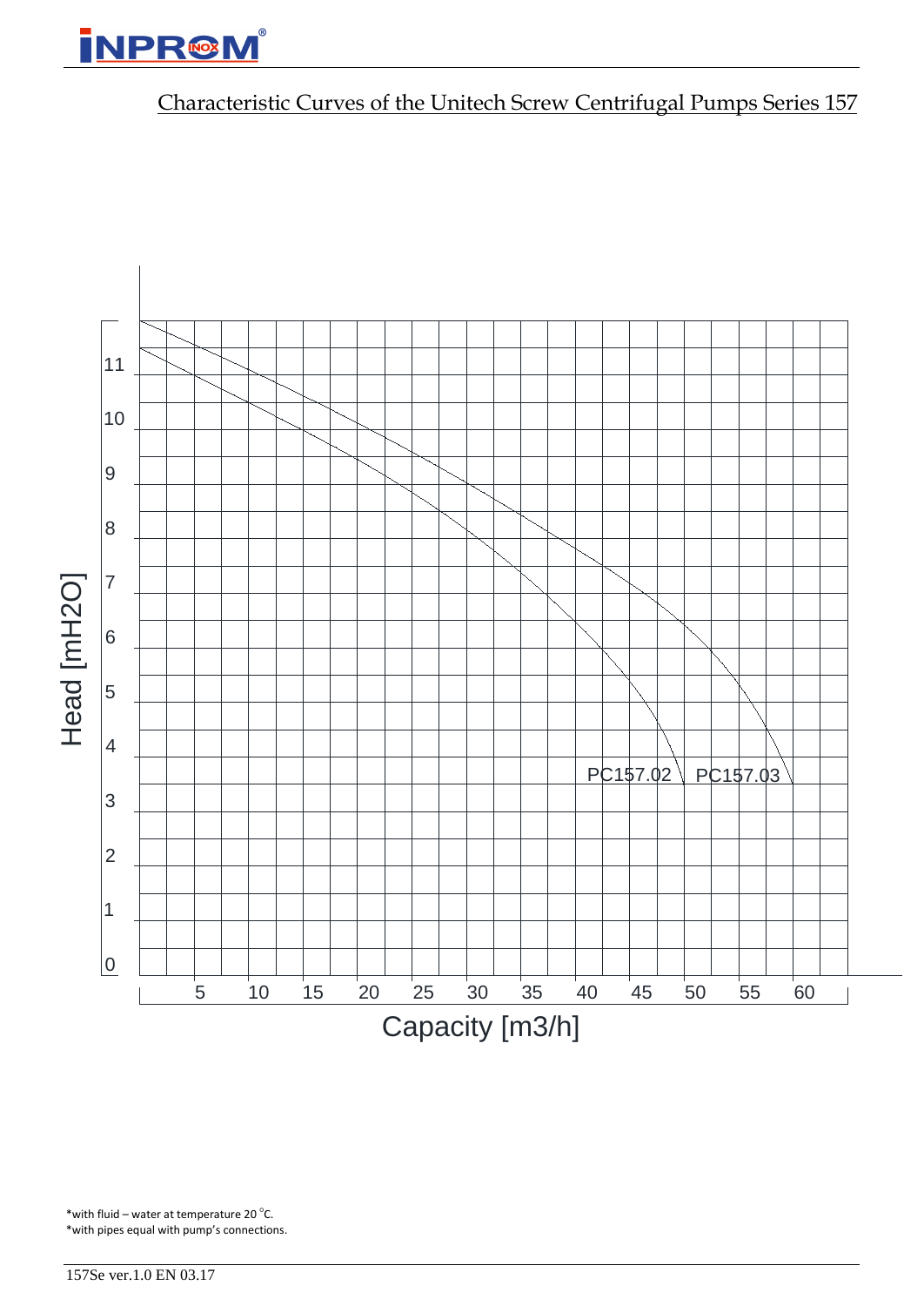## Characteristic Curves of the Unitech Screw Centrifugal Pumps Series 157

Head [mH2O]

0
1
2
3
4
5
6
7
8
9
10
11

5 10 15 20 25 30 35 40 45 50 55 60

Capacity [m3/h]

PC157.02
PC157.03

*with fluid – water at temperature 20 °C.
*with pipes equal with pump's connections.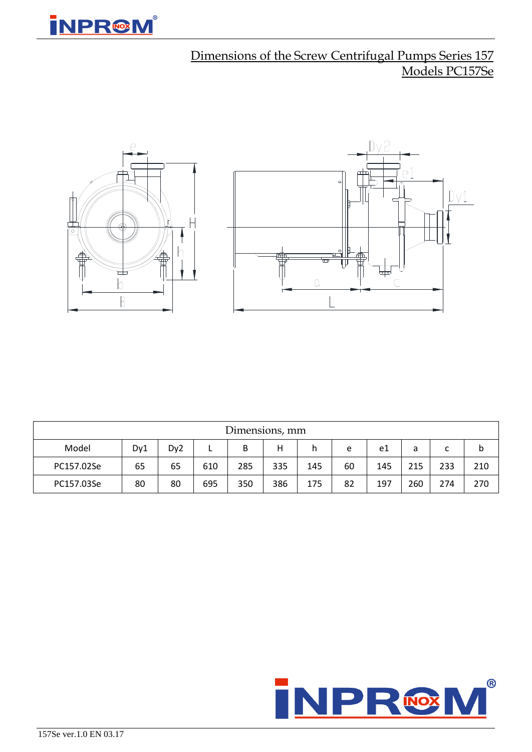## Dimensions of the Screw Centrifugal Pumps Series 157 Models PC157Se

e

H

h

b

B

Dy2

e1

Dy1

a

c

L

| Dimensions, mm | | | | | | | | | | |
|---|---|---|---|---|---|---|---|---|---|---|
| Model | Dy1 | Dy2 | L | B | H | h | e | e1 | a | c | b |
| PC157.02Se | 65 | 65 | 610 | 285 | 335 | 145 | 60 | 145 | 215 | 233 | 210 |
| PC157.03Se | 80 | 80 | 695 | 350 | 386 | 175 | 82 | 197 | 260 | 274 | 270 |

157Se ver.1.0 EN 03.17